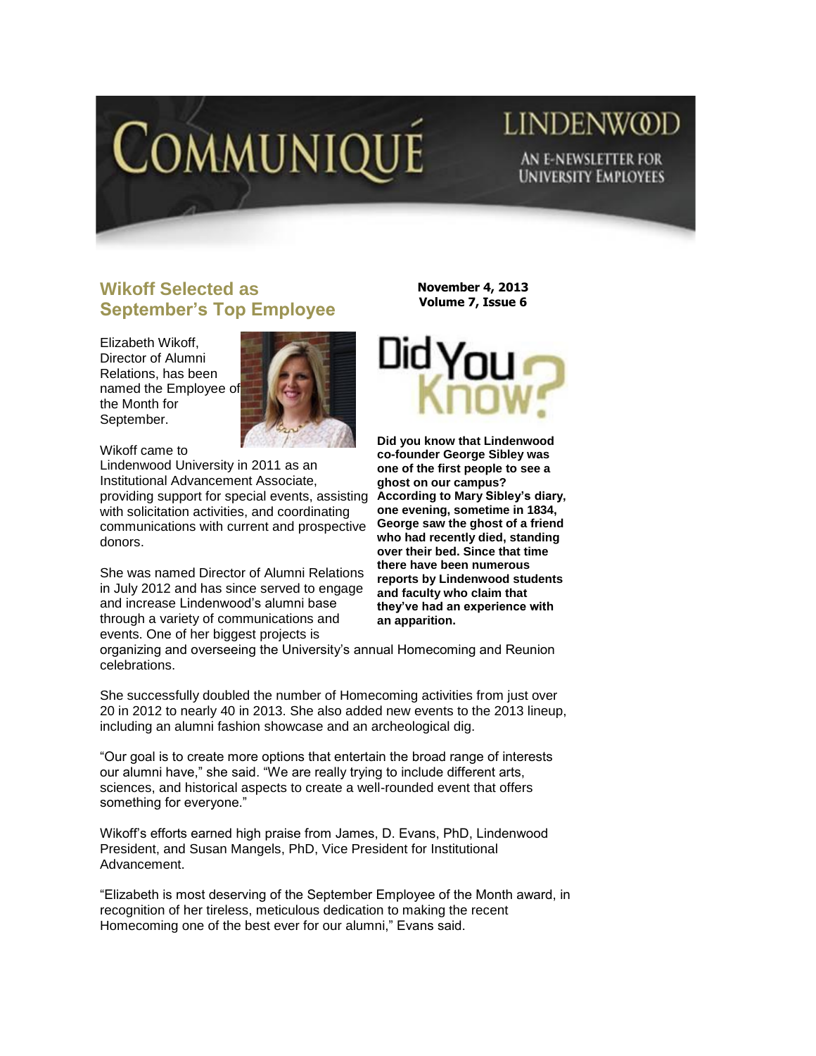# COMMUNIQUÉ

LINDENWOOD

AN E-NEWSLETTER FOR UNIVERSITY EMPLOYEES

**November 4, 2013**
**Volume 7, Issue 6**

## Wikoff Selected as September's Top Employee

Elizabeth Wikoff, Director of Alumni Relations, has been named the Employee of the Month for September.

Wikoff came to Lindenwood University in 2011 as an Institutional Advancement Associate, providing support for special events, assisting with solicitation activities, and coordinating communications with current and prospective donors.

She was named Director of Alumni Relations in July 2012 and has since served to engage and increase Lindenwood's alumni base through a variety of communications and events. One of her biggest projects is organizing and overseeing the University's annual Homecoming and Reunion celebrations.

She successfully doubled the number of Homecoming activities from just over 20 in 2012 to nearly 40 in 2013. She also added new events to the 2013 lineup, including an alumni fashion showcase and an archeological dig.

"Our goal is to create more options that entertain the broad range of interests our alumni have," she said. "We are really trying to include different arts, sciences, and historical aspects to create a well-rounded event that offers something for everyone."

Wikoff's efforts earned high praise from James, D. Evans, PhD, Lindenwood President, and Susan Mangels, PhD, Vice President for Institutional Advancement.

"Elizabeth is most deserving of the September Employee of the Month award, in recognition of her tireless, meticulous dedication to making the recent Homecoming one of the best ever for our alumni," Evans said.

## Did You Know?

**Did you know that Lindenwood co-founder George Sibley was one of the first people to see a ghost on our campus? According to Mary Sibley's diary, one evening, sometime in 1834, George saw the ghost of a friend who had recently died, standing over their bed. Since that time there have been numerous reports by Lindenwood students and faculty who claim that they've had an experience with an apparition.**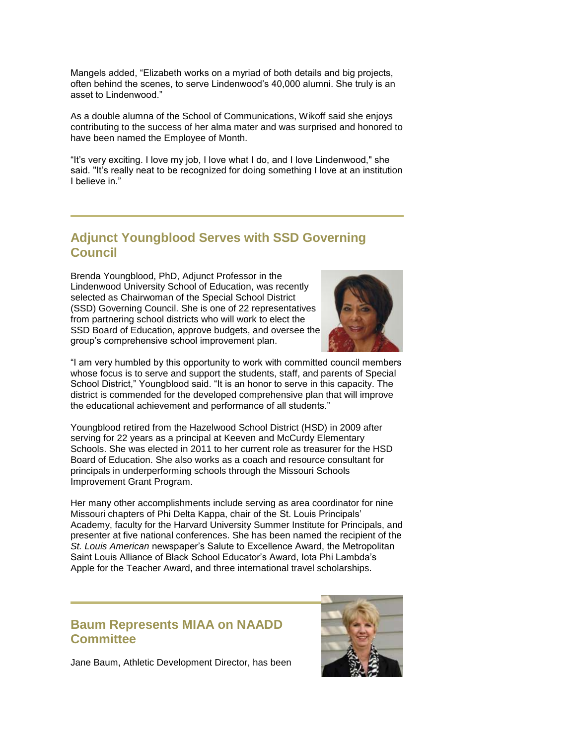Mangels added, “Elizabeth works on a myriad of both details and big projects, often behind the scenes, to serve Lindenwood’s 40,000 alumni. She truly is an asset to Lindenwood.”

As a double alumna of the School of Communications, Wikoff said she enjoys contributing to the success of her alma mater and was surprised and honored to have been named the Employee of Month.

“It’s very exciting. I love my job, I love what I do, and I love Lindenwood," she said. "It’s really neat to be recognized for doing something I love at an institution I believe in.”

## Adjunct Youngblood Serves with SSD Governing Council

Brenda Youngblood, PhD, Adjunct Professor in the Lindenwood University School of Education, was recently selected as Chairwoman of the Special School District (SSD) Governing Council. She is one of 22 representatives from partnering school districts who will work to elect the SSD Board of Education, approve budgets, and oversee the group’s comprehensive school improvement plan.

“I am very humbled by this opportunity to work with committed council members whose focus is to serve and support the students, staff, and parents of Special School District,” Youngblood said. “It is an honor to serve in this capacity. The district is commended for the developed comprehensive plan that will improve the educational achievement and performance of all students.”

Youngblood retired from the Hazelwood School District (HSD) in 2009 after serving for 22 years as a principal at Keeven and McCurdy Elementary Schools. She was elected in 2011 to her current role as treasurer for the HSD Board of Education. She also works as a coach and resource consultant for principals in underperforming schools through the Missouri Schools Improvement Grant Program.

Her many other accomplishments include serving as area coordinator for nine Missouri chapters of Phi Delta Kappa, chair of the St. Louis Principals’ Academy, faculty for the Harvard University Summer Institute for Principals, and presenter at five national conferences. She has been named the recipient of the *St. Louis American* newspaper’s Salute to Excellence Award, the Metropolitan Saint Louis Alliance of Black School Educator’s Award, Iota Phi Lambda’s Apple for the Teacher Award, and three international travel scholarships.

## Baum Represents MIAA on NAADD Committee

Jane Baum, Athletic Development Director, has been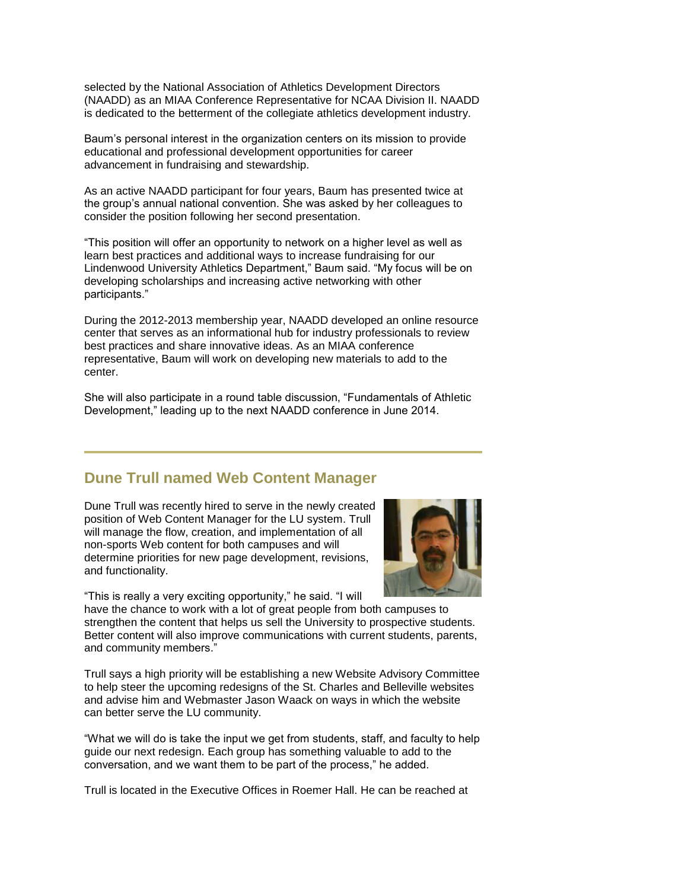selected by the National Association of Athletics Development Directors (NAADD) as an MIAA Conference Representative for NCAA Division II. NAADD is dedicated to the betterment of the collegiate athletics development industry.

Baum's personal interest in the organization centers on its mission to provide educational and professional development opportunities for career advancement in fundraising and stewardship.

As an active NAADD participant for four years, Baum has presented twice at the group's annual national convention. She was asked by her colleagues to consider the position following her second presentation.

"This position will offer an opportunity to network on a higher level as well as learn best practices and additional ways to increase fundraising for our Lindenwood University Athletics Department," Baum said. "My focus will be on developing scholarships and increasing active networking with other participants."

During the 2012-2013 membership year, NAADD developed an online resource center that serves as an informational hub for industry professionals to review best practices and share innovative ideas. As an MIAA conference representative, Baum will work on developing new materials to add to the center.

She will also participate in a round table discussion, "Fundamentals of Athletic Development," leading up to the next NAADD conference in June 2014.

---

## Dune Trull named Web Content Manager

Dune Trull was recently hired to serve in the newly created position of Web Content Manager for the LU system. Trull will manage the flow, creation, and implementation of all non-sports Web content for both campuses and will determine priorities for new page development, revisions, and functionality.

"This is really a very exciting opportunity," he said. "I will have the chance to work with a lot of great people from both campuses to strengthen the content that helps us sell the University to prospective students. Better content will also improve communications with current students, parents, and community members."

Trull says a high priority will be establishing a new Website Advisory Committee to help steer the upcoming redesigns of the St. Charles and Belleville websites and advise him and Webmaster Jason Waack on ways in which the website can better serve the LU community.

"What we will do is take the input we get from students, staff, and faculty to help guide our next redesign. Each group has something valuable to add to the conversation, and we want them to be part of the process," he added.

Trull is located in the Executive Offices in Roemer Hall. He can be reached at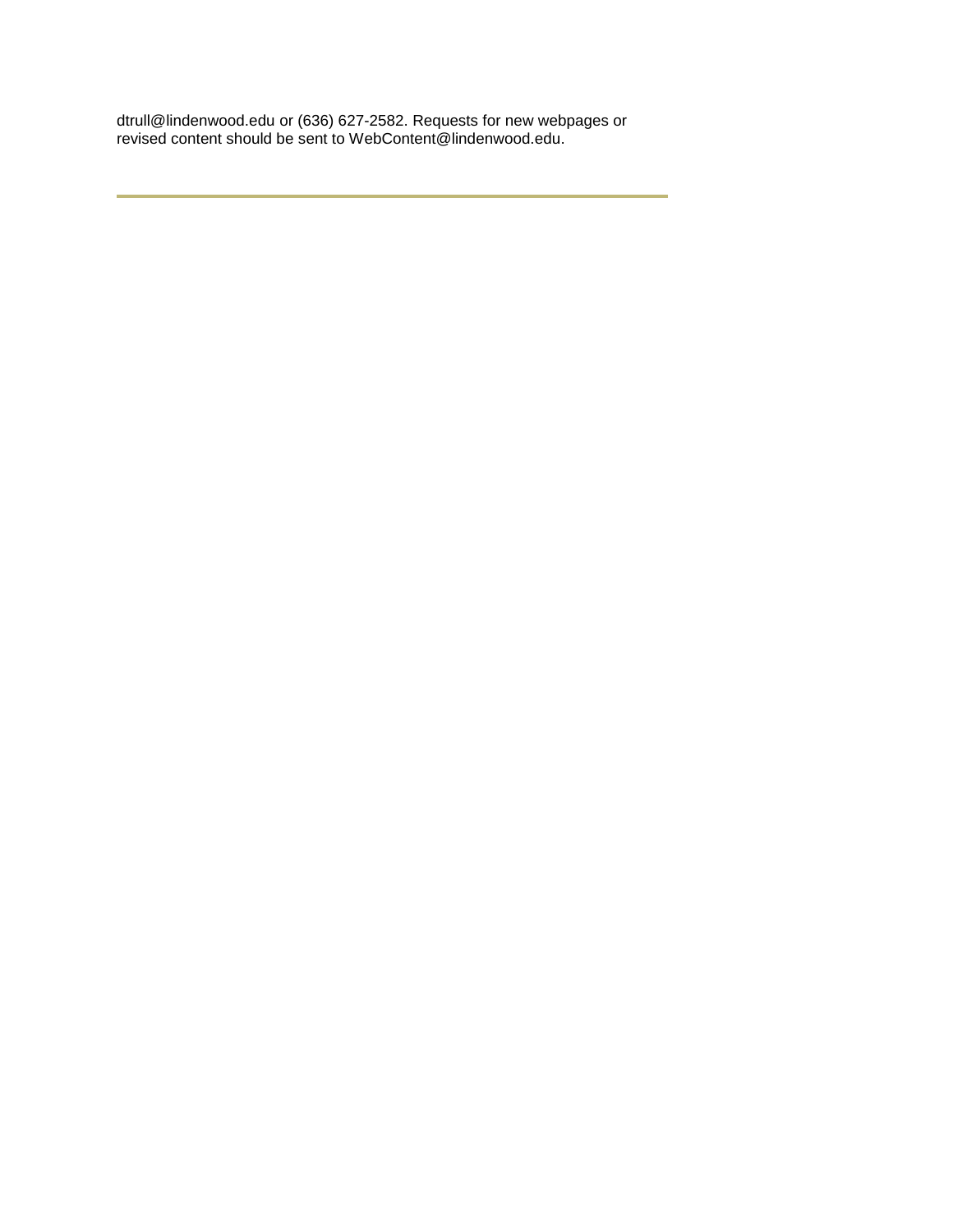dtrull@lindenwood.edu or (636) 627-2582. Requests for new webpages or revised content should be sent to WebContent@lindenwood.edu.

---